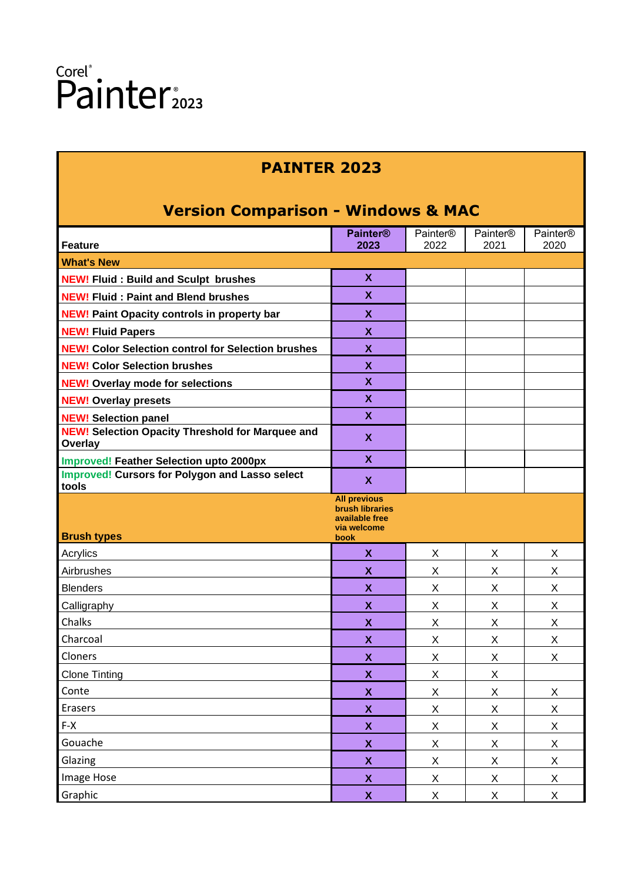Corel® Painter® 2023

## PAINTER 2023

## Version Comparison - Windows & MAC

| Feature | Painter® 2023 | Painter® 2022 | Painter® 2021 | Painter® 2020 |
|---|---|---|---|---|
| **What's New** | | | | |
| **NEW! Fluid : Build and Sculpt brushes** | X | | | |
| **NEW! Fluid : Paint and Blend brushes** | X | | | |
| **NEW! Paint Opacity controls in property bar** | X | | | |
| **NEW! Fluid Papers** | X | | | |
| **NEW! Color Selection control for Selection brushes** | X | | | |
| **NEW! Color Selection brushes** | X | | | |
| **NEW! Overlay mode for selections** | X | | | |
| **NEW! Overlay presets** | X | | | |
| **NEW! Selection panel** | X | | | |
| **NEW! Selection Opacity Threshold for Marquee and Overlay** | X | | | |
| **Improved! Feather Selection upto 2000px** | X | | | |
| **Improved! Cursors for Polygon and Lasso select tools** | X | | | |
| **Brush types** | **All previous brush libraries available free via welcome book** | | | |
| Acrylics | X | X | X | X |
| Airbrushes | X | X | X | X |
| Blenders | X | X | X | X |
| Calligraphy | X | X | X | X |
| Chalks | X | X | X | X |
| Charcoal | X | X | X | X |
| Cloners | X | X | X | X |
| Clone Tinting | X | X | X | |
| Conte | X | X | X | X |
| Erasers | X | X | X | X |
| F-X | X | X | X | X |
| Gouache | X | X | X | X |
| Glazing | X | X | X | X |
| Image Hose | X | X | X | X |
| Graphic | X | X | X | X |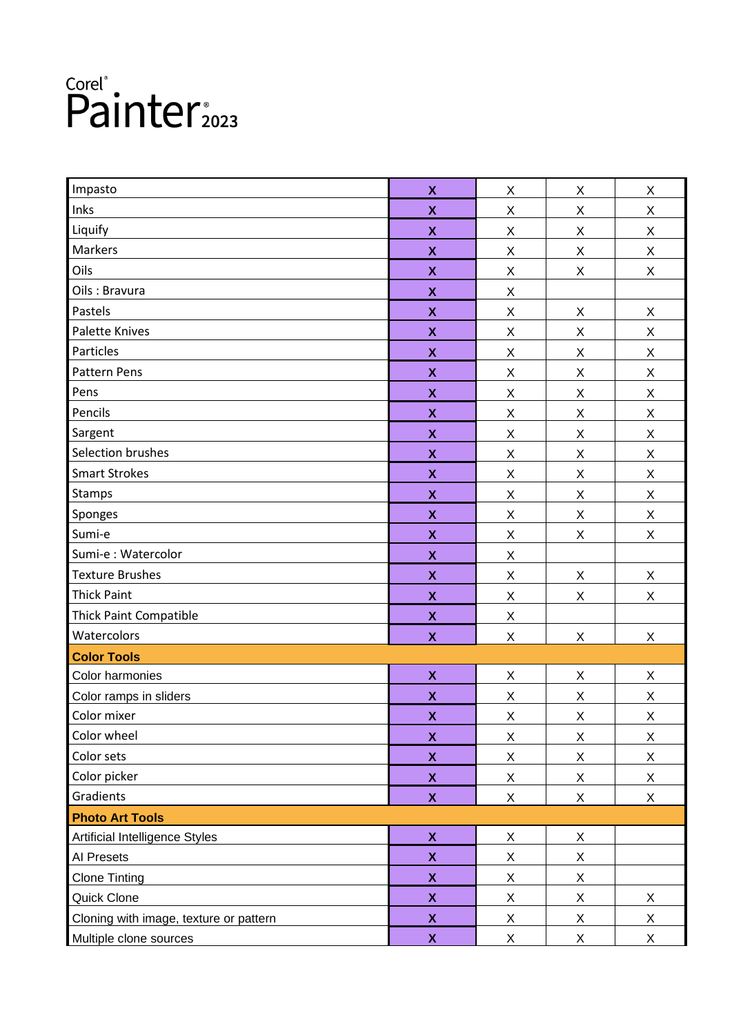# Corel Painter 2023

| | | | | |
|---|---|---|---|---|
| Impasto | X | X | X | X |
| Inks | X | X | X | X |
| Liquify | X | X | X | X |
| Markers | X | X | X | X |
| Oils | X | X | X | X |
| Oils : Bravura | X | X | | |
| Pastels | X | X | X | X |
| Palette Knives | X | X | X | X |
| Particles | X | X | X | X |
| Pattern Pens | X | X | X | X |
| Pens | X | X | X | X |
| Pencils | X | X | X | X |
| Sargent | X | X | X | X |
| Selection brushes | X | X | X | X |
| Smart Strokes | X | X | X | X |
| Stamps | X | X | X | X |
| Sponges | X | X | X | X |
| Sumi-e | X | X | X | X |
| Sumi-e : Watercolor | X | X | | |
| Texture Brushes | X | X | X | X |
| Thick Paint | X | X | X | X |
| Thick Paint Compatible | X | X | | |
| Watercolors | X | X | X | X |
| **Color Tools** | | | | |
| Color harmonies | X | X | X | X |
| Color ramps in sliders | X | X | X | X |
| Color mixer | X | X | X | X |
| Color wheel | X | X | X | X |
| Color sets | X | X | X | X |
| Color picker | X | X | X | X |
| Gradients | X | X | X | X |
| **Photo Art Tools** | | | | |
| Artificial Intelligence Styles | X | X | X | |
| AI Presets | X | X | X | |
| Clone Tinting | X | X | X | |
| Quick Clone | X | X | X | X |
| Cloning with image, texture or pattern | X | X | X | X |
| Multiple clone sources | X | X | X | X |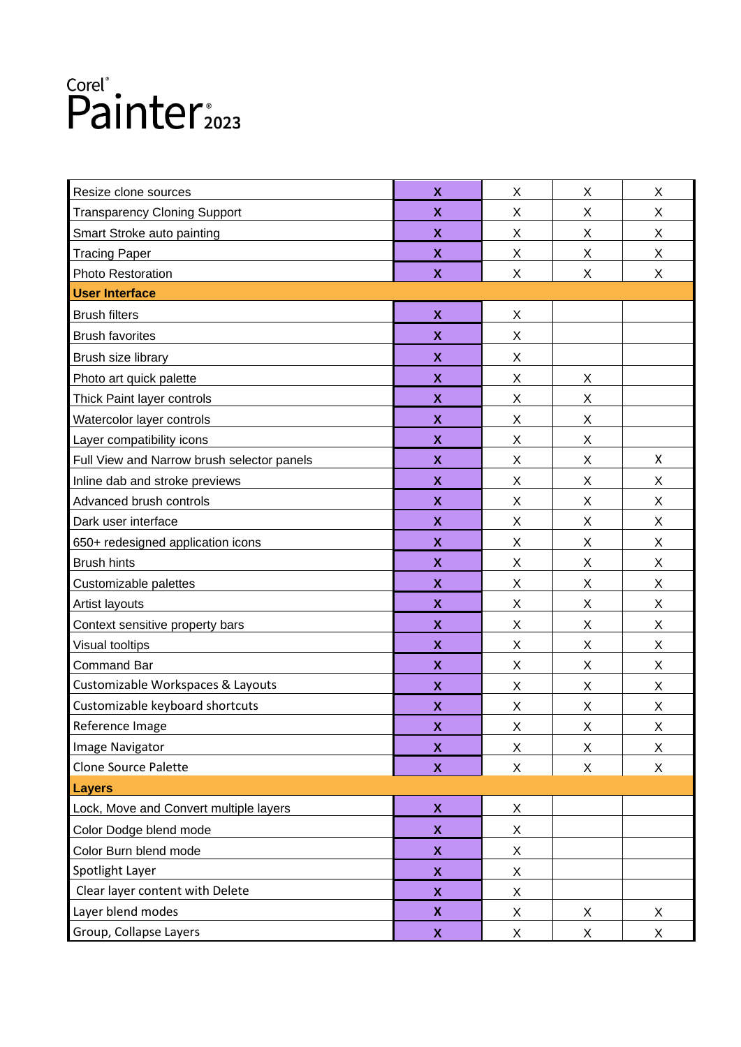Corel® Painter® 2023

| | | | | |
|---|---|---|---|---|
| Resize clone sources | **X** | X | X | X |
| Transparency Cloning Support | **X** | X | X | X |
| Smart Stroke auto painting | **X** | X | X | X |
| Tracing Paper | **X** | X | X | X |
| Photo Restoration | **X** | X | X | X |
| **User Interface** | | | | |
| Brush filters | **X** | X | | |
| Brush favorites | **X** | X | | |
| Brush size library | **X** | X | | |
| Photo art quick palette | **X** | X | X | |
| Thick Paint layer controls | **X** | X | X | |
| Watercolor layer controls | **X** | X | X | |
| Layer compatibility icons | **X** | X | X | |
| Full View and Narrow brush selector panels | **X** | X | X | X |
| Inline dab and stroke previews | **X** | X | X | X |
| Advanced brush controls | **X** | X | X | X |
| Dark user interface | **X** | X | X | X |
| 650+ redesigned application icons | **X** | X | X | X |
| Brush hints | **X** | X | X | X |
| Customizable palettes | **X** | X | X | X |
| Artist layouts | **X** | X | X | X |
| Context sensitive property bars | **X** | X | X | X |
| Visual tooltips | **X** | X | X | X |
| Command Bar | **X** | X | X | X |
| Customizable Workspaces & Layouts | **X** | X | X | X |
| Customizable keyboard shortcuts | **X** | X | X | X |
| Reference Image | **X** | X | X | X |
| Image Navigator | **X** | X | X | X |
| Clone Source Palette | **X** | X | X | X |
| **Layers** | | | | |
| Lock, Move and Convert multiple layers | **X** | X | | |
| Color Dodge blend mode | **X** | X | | |
| Color Burn blend mode | **X** | X | | |
| Spotlight Layer | **X** | X | | |
| Clear layer content with Delete | **X** | X | | |
| Layer blend modes | **X** | X | X | X |
| Group, Collapse Layers | **X** | X | X | X |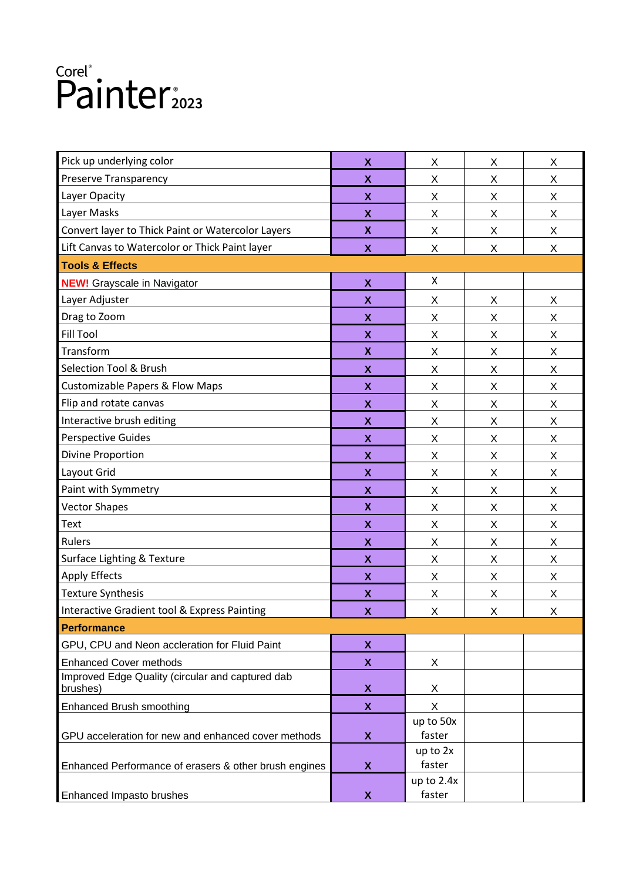Corel® Painter® 2023

| | | | | |
|---|---|---|---|---|
| Pick up underlying color | **X** | X | X | X |
| Preserve Transparency | **X** | X | X | X |
| Layer Opacity | **X** | X | X | X |
| Layer Masks | **X** | X | X | X |
| Convert layer to Thick Paint or Watercolor Layers | **X** | X | X | X |
| Lift Canvas to Watercolor or Thick Paint layer | **X** | X | X | X |
| **Tools & Effects** | | | | |
| **NEW!** Grayscale in Navigator | **X** | X | | |
| Layer Adjuster | **X** | X | X | X |
| Drag to Zoom | **X** | X | X | X |
| Fill Tool | **X** | X | X | X |
| Transform | **X** | X | X | X |
| Selection Tool & Brush | **X** | X | X | X |
| Customizable Papers & Flow Maps | **X** | X | X | X |
| Flip and rotate canvas | **X** | X | X | X |
| Interactive brush editing | **X** | X | X | X |
| Perspective Guides | **X** | X | X | X |
| Divine Proportion | **X** | X | X | X |
| Layout Grid | **X** | X | X | X |
| Paint with Symmetry | **X** | X | X | X |
| Vector Shapes | **X** | X | X | X |
| Text | **X** | X | X | X |
| Rulers | **X** | X | X | X |
| Surface Lighting & Texture | **X** | X | X | X |
| Apply Effects | **X** | X | X | X |
| Texture Synthesis | **X** | X | X | X |
| Interactive Gradient tool & Express Painting | **X** | X | X | X |
| **Performance** | | | | |
| GPU, CPU and Neon accleration for Fluid Paint | **X** | | | |
| Enhanced Cover methods | **X** | X | | |
| Improved Edge Quality (circular and captured dab brushes) | **X** | X | | |
| Enhanced Brush smoothing | **X** | X | | |
| GPU acceleration for new and enhanced cover methods | **X** | up to 50x faster | | |
| Enhanced Performance of erasers & other brush engines | **X** | up to 2x faster | | |
| Enhanced Impasto brushes | **X** | up to 2.4x faster | | |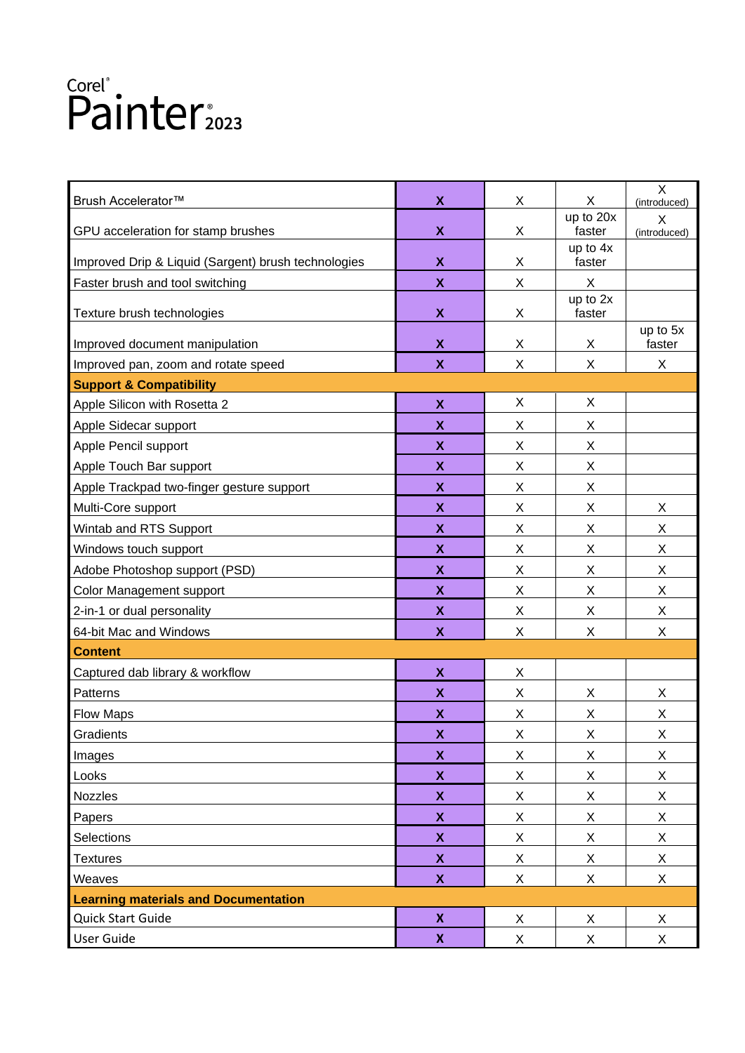Corel® Painter® 2023

| | | | | |
|---|---|---|---|---|
| Brush Accelerator™ | **X** | X | X | X (introduced) |
| GPU acceleration for stamp brushes | **X** | X | up to 20x faster | X (introduced) |
| Improved Drip & Liquid (Sargent) brush technologies | **X** | X | up to 4x faster | |
| Faster brush and tool switching | **X** | X | X | |
| Texture brush technologies | **X** | X | up to 2x faster | |
| Improved document manipulation | **X** | X | X | up to 5x faster |
| Improved pan, zoom and rotate speed | **X** | X | X | X |
| **Support & Compatibility** | | | | |
| Apple Silicon with Rosetta 2 | **X** | X | X | |
| Apple Sidecar support | **X** | X | X | |
| Apple Pencil support | **X** | X | X | |
| Apple Touch Bar support | **X** | X | X | |
| Apple Trackpad two-finger gesture support | **X** | X | X | |
| Multi-Core support | **X** | X | X | X |
| Wintab and RTS Support | **X** | X | X | X |
| Windows touch support | **X** | X | X | X |
| Adobe Photoshop support (PSD) | **X** | X | X | X |
| Color Management support | **X** | X | X | X |
| 2-in-1 or dual personality | **X** | X | X | X |
| 64-bit Mac and Windows | **X** | X | X | X |
| **Content** | | | | |
| Captured dab library & workflow | **X** | X | | |
| Patterns | **X** | X | X | X |
| Flow Maps | **X** | X | X | X |
| Gradients | **X** | X | X | X |
| Images | **X** | X | X | X |
| Looks | **X** | X | X | X |
| Nozzles | **X** | X | X | X |
| Papers | **X** | X | X | X |
| Selections | **X** | X | X | X |
| Textures | **X** | X | X | X |
| Weaves | **X** | X | X | X |
| **Learning materials and Documentation** | | | | |
| Quick Start Guide | **X** | X | X | X |
| User Guide | **X** | X | X | X |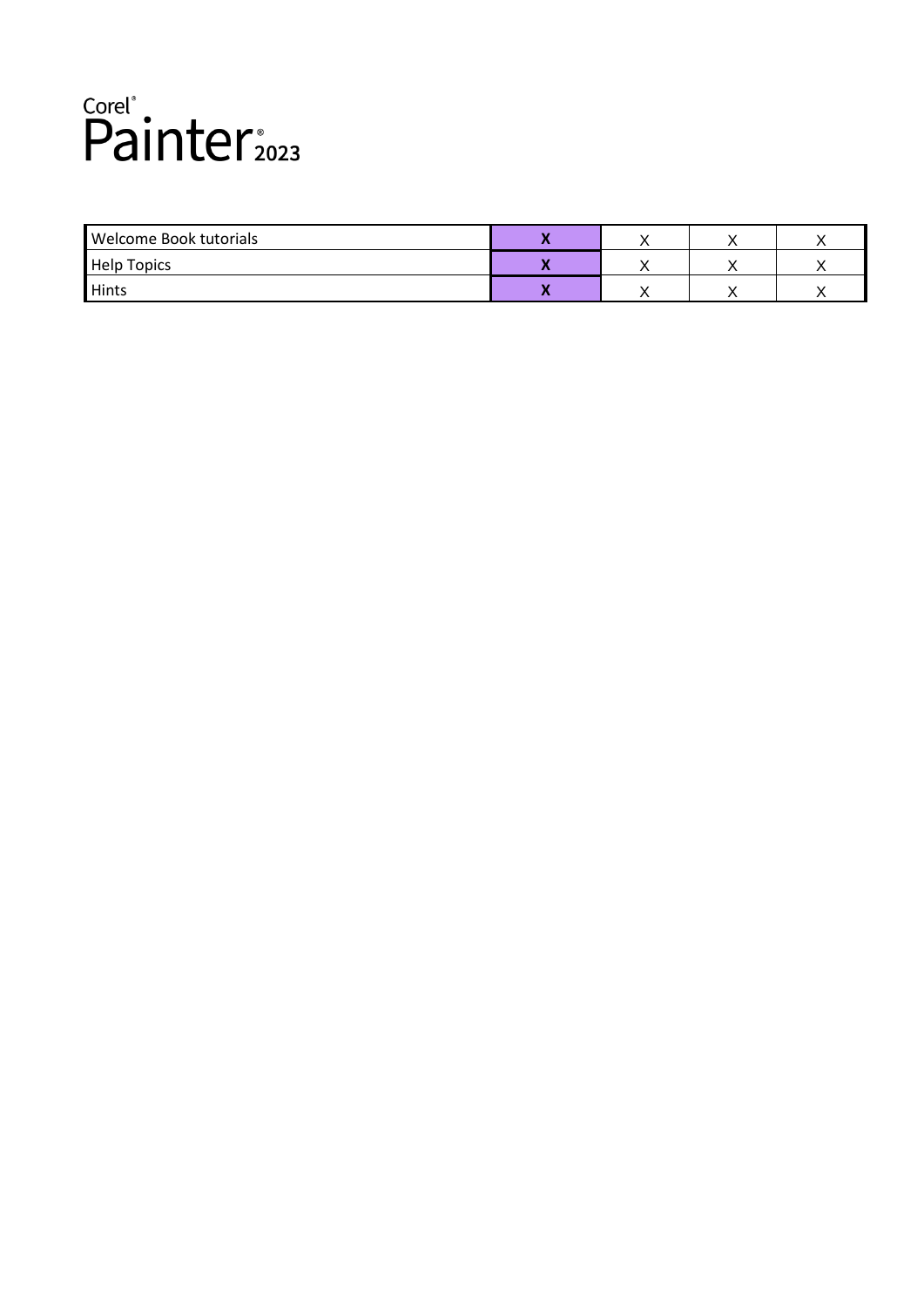Corel® Painter® 2023

| | | | | |
|---|---|---|---|---|
| Welcome Book tutorials | **X** | X | X | X |
| Help Topics | **X** | X | X | X |
| Hints | **X** | X | X | X |